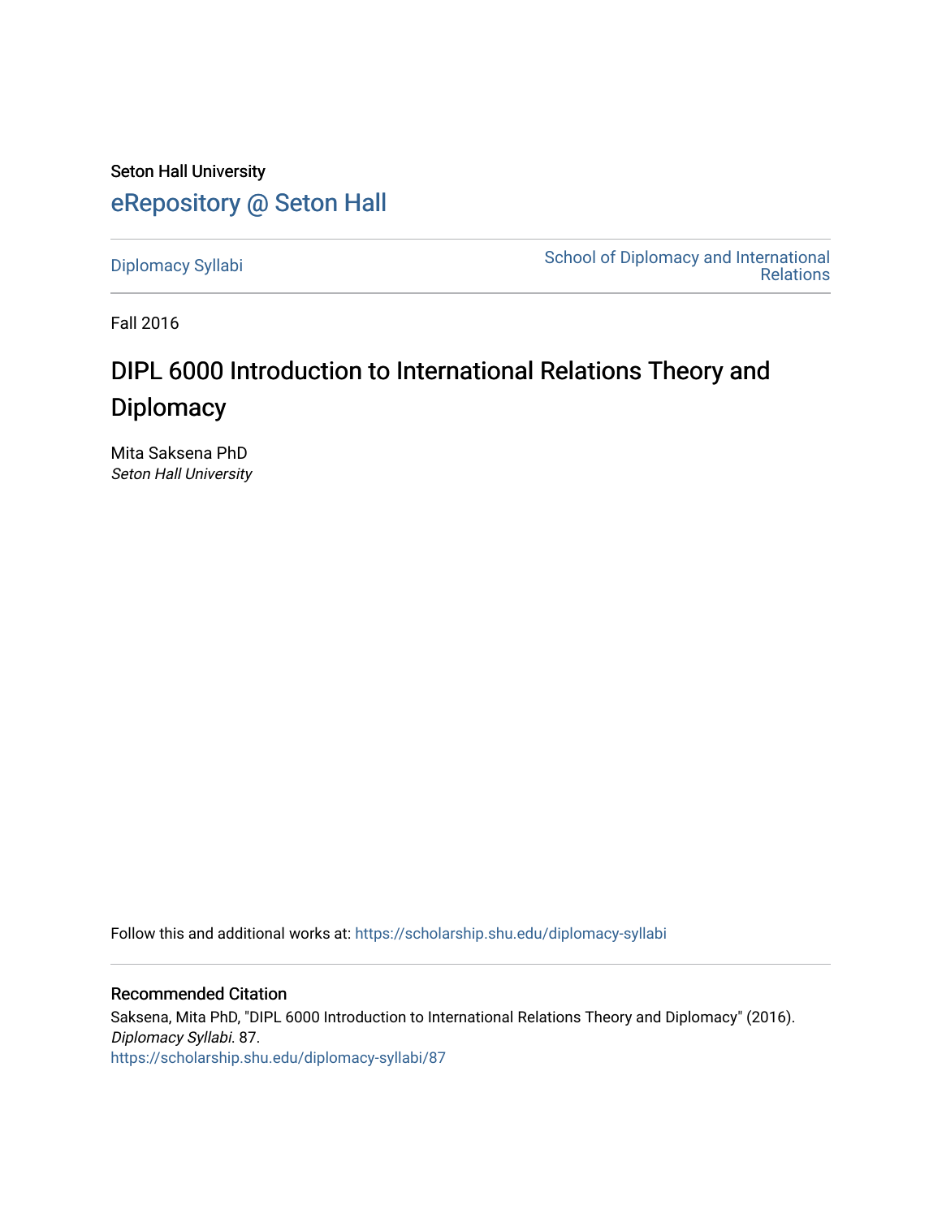Seton Hall University

# eRepository @ Seton Hall

Diplomacy Syllabi

School of Diplomacy and International Relations

Fall 2016

## DIPL 6000 Introduction to International Relations Theory and Diplomacy

Mita Saksena PhD
*Seton Hall University*

Follow this and additional works at: https://scholarship.shu.edu/diplomacy-syllabi

### Recommended Citation

Saksena, Mita PhD, "DIPL 6000 Introduction to International Relations Theory and Diplomacy" (2016). *Diplomacy Syllabi*. 87.
https://scholarship.shu.edu/diplomacy-syllabi/87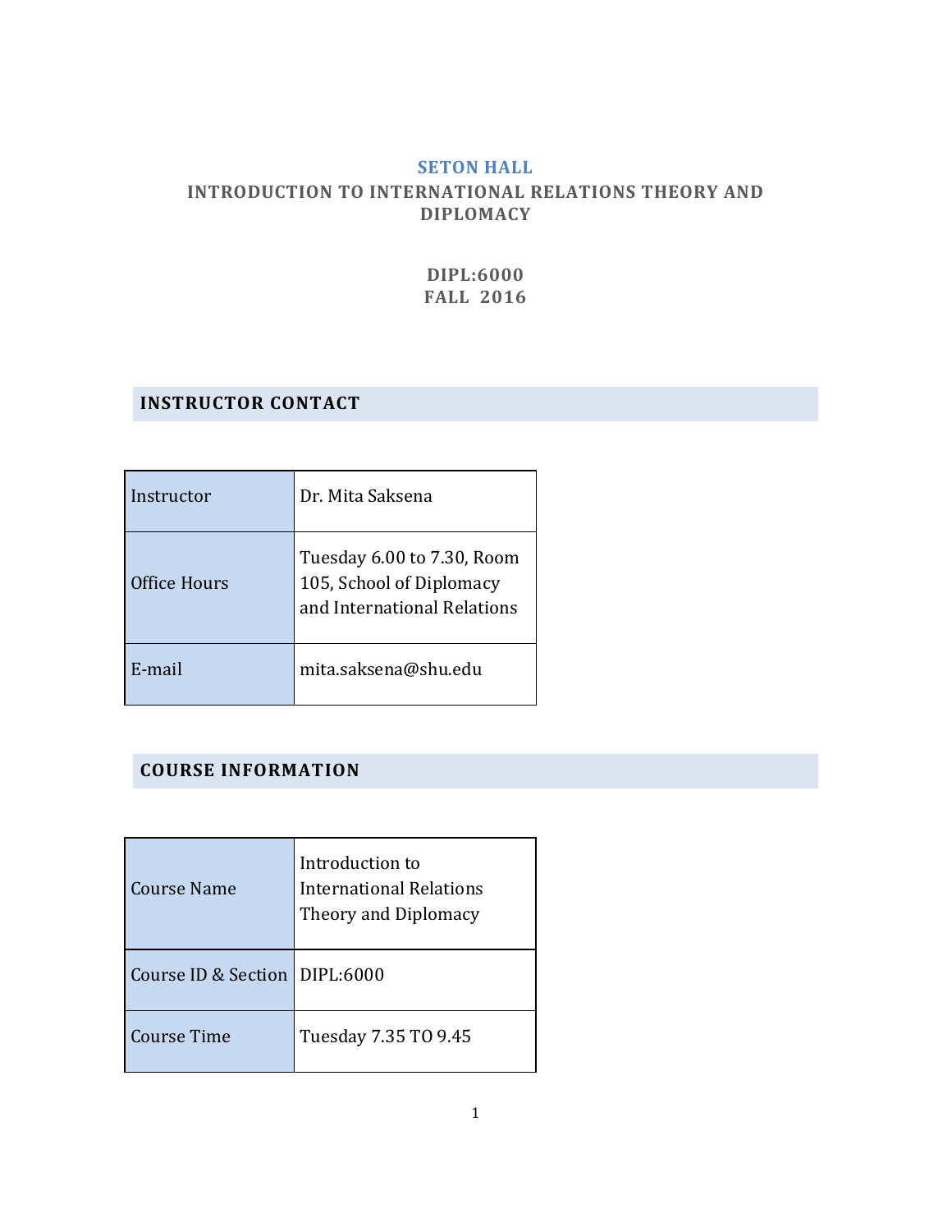# SETON HALL

## INTRODUCTION TO INTERNATIONAL RELATIONS THEORY AND DIPLOMACY

### DIPL:6000
### FALL 2016

## INSTRUCTOR CONTACT

| Instructor | Dr. Mita Saksena |
|---|---|
| Office Hours | Tuesday 6.00 to 7.30, Room 105, School of Diplomacy and International Relations |
| E-mail | mita.saksena@shu.edu |

## COURSE INFORMATION

| Course Name | Introduction to International Relations Theory and Diplomacy |
|---|---|
| Course ID & Section | DIPL:6000 |
| Course Time | Tuesday 7.35 TO 9.45 |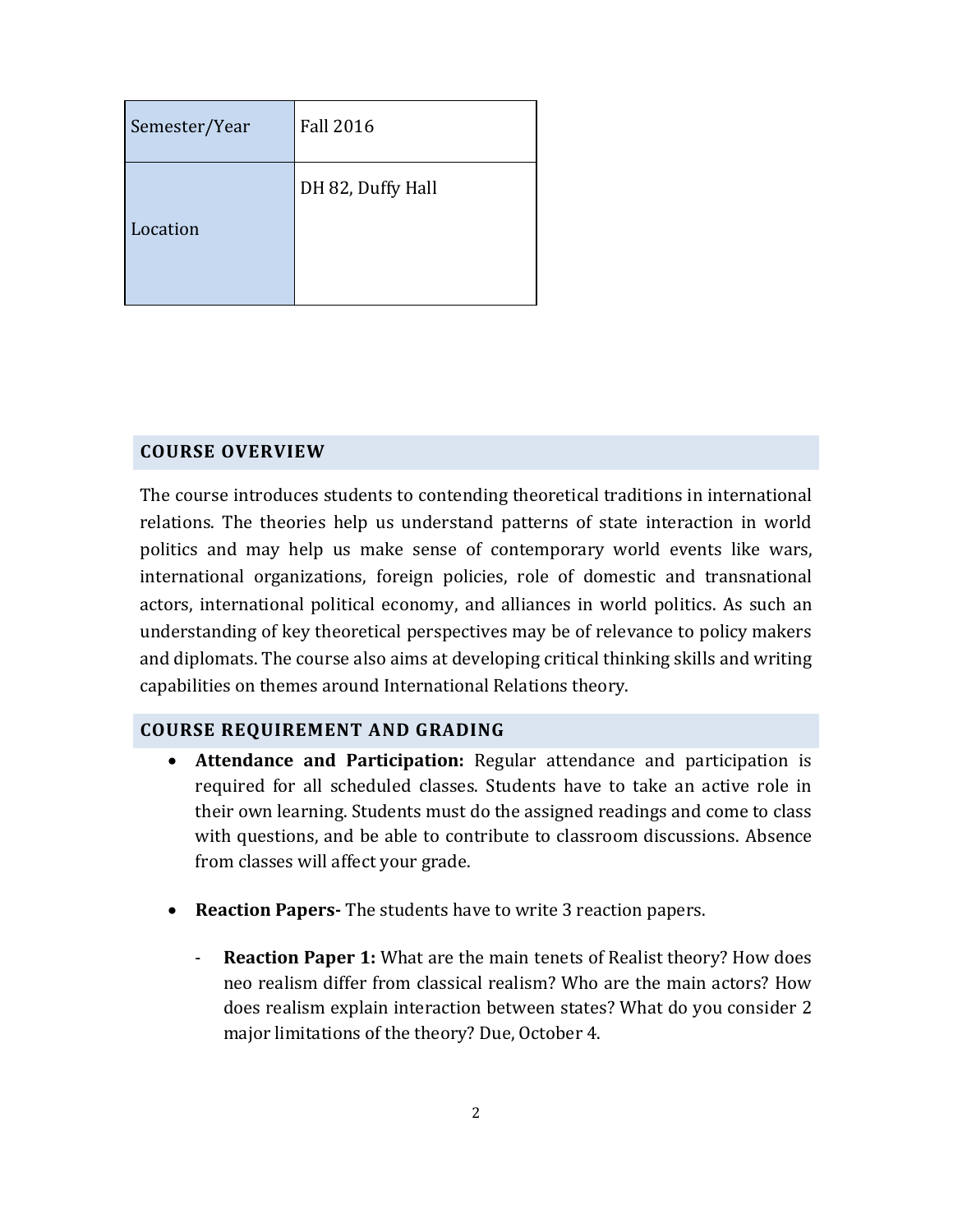| Semester/Year | Fall 2016 |
| --- | --- |
| Location | DH 82, Duffy Hall |

## COURSE OVERVIEW

The course introduces students to contending theoretical traditions in international relations. The theories help us understand patterns of state interaction in world politics and may help us make sense of contemporary world events like wars, international organizations, foreign policies, role of domestic and transnational actors, international political economy, and alliances in world politics. As such an understanding of key theoretical perspectives may be of relevance to policy makers and diplomats. The course also aims at developing critical thinking skills and writing capabilities on themes around International Relations theory.

## COURSE REQUIREMENT AND GRADING

- **Attendance and Participation:** Regular attendance and participation is required for all scheduled classes. Students have to take an active role in their own learning. Students must do the assigned readings and come to class with questions, and be able to contribute to classroom discussions. Absence from classes will affect your grade.

- **Reaction Papers-** The students have to write 3 reaction papers.

  - **Reaction Paper 1:** What are the main tenets of Realist theory? How does neo realism differ from classical realism? Who are the main actors? How does realism explain interaction between states? What do you consider 2 major limitations of the theory? Due, October 4.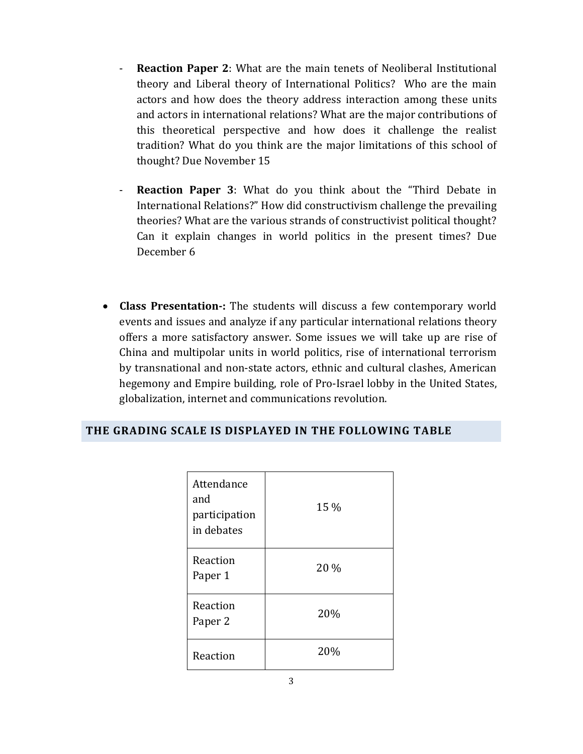- **Reaction Paper 2**: What are the main tenets of Neoliberal Institutional theory and Liberal theory of International Politics? Who are the main actors and how does the theory address interaction among these units and actors in international relations? What are the major contributions of this theoretical perspective and how does it challenge the realist tradition? What do you think are the major limitations of this school of thought? Due November 15

- **Reaction Paper 3**: What do you think about the "Third Debate in International Relations?" How did constructivism challenge the prevailing theories? What are the various strands of constructivist political thought? Can it explain changes in world politics in the present times? Due December 6

- **Class Presentation-:** The students will discuss a few contemporary world events and issues and analyze if any particular international relations theory offers a more satisfactory answer. Some issues we will take up are rise of China and multipolar units in world politics, rise of international terrorism by transnational and non-state actors, ethnic and cultural clashes, American hegemony and Empire building, role of Pro-Israel lobby in the United States, globalization, internet and communications revolution.

## THE GRADING SCALE IS DISPLAYED IN THE FOLLOWING TABLE

| | |
|---|---|
| Attendance and participation in debates | 15 % |
| Reaction Paper 1 | 20 % |
| Reaction Paper 2 | 20% |
| Reaction | 20% |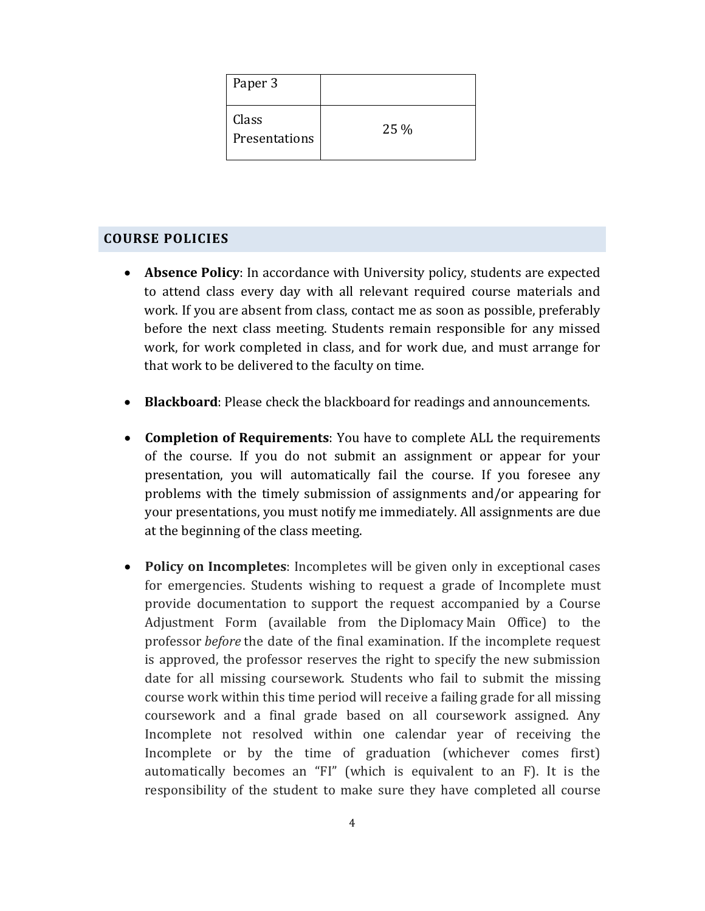| Paper 3 | |
| --- | --- |
| Class Presentations | 25 % |

## COURSE POLICIES

- **Absence Policy**: In accordance with University policy, students are expected to attend class every day with all relevant required course materials and work. If you are absent from class, contact me as soon as possible, preferably before the next class meeting. Students remain responsible for any missed work, for work completed in class, and for work due, and must arrange for that work to be delivered to the faculty on time.

- **Blackboard**: Please check the blackboard for readings and announcements.

- **Completion of Requirements**: You have to complete ALL the requirements of the course. If you do not submit an assignment or appear for your presentation, you will automatically fail the course. If you foresee any problems with the timely submission of assignments and/or appearing for your presentations, you must notify me immediately. All assignments are due at the beginning of the class meeting.

- **Policy on Incompletes**: Incompletes will be given only in exceptional cases for emergencies. Students wishing to request a grade of Incomplete must provide documentation to support the request accompanied by a Course Adjustment Form (available from the Diplomacy Main Office) to the professor *before* the date of the final examination. If the incomplete request is approved, the professor reserves the right to specify the new submission date for all missing coursework. Students who fail to submit the missing course work within this time period will receive a failing grade for all missing coursework and a final grade based on all coursework assigned. Any Incomplete not resolved within one calendar year of receiving the Incomplete or by the time of graduation (whichever comes first) automatically becomes an "FI" (which is equivalent to an F). It is the responsibility of the student to make sure they have completed all course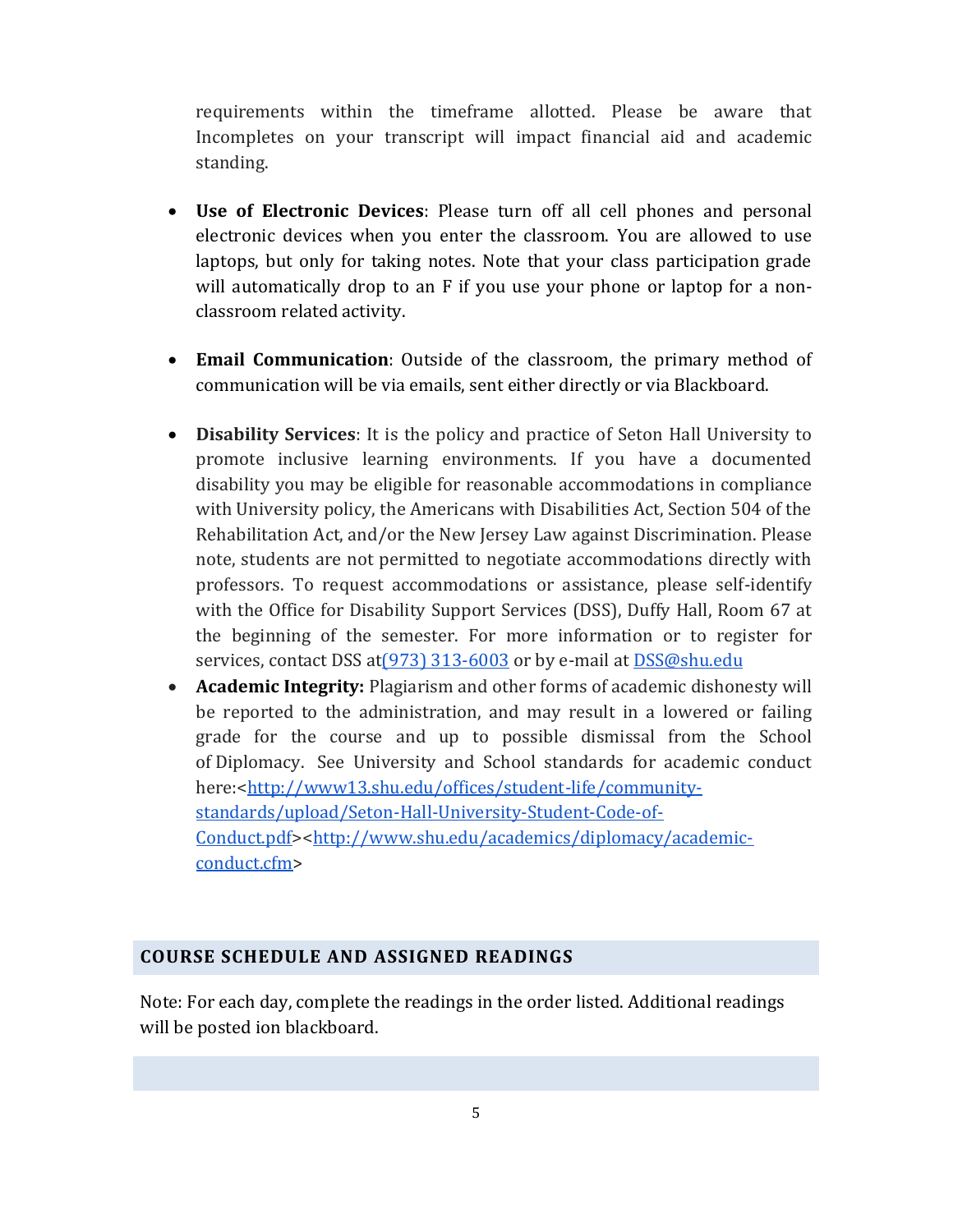requirements within the timeframe allotted. Please be aware that Incompletes on your transcript will impact financial aid and academic standing.

- **Use of Electronic Devices**: Please turn off all cell phones and personal electronic devices when you enter the classroom. You are allowed to use laptops, but only for taking notes. Note that your class participation grade will automatically drop to an F if you use your phone or laptop for a non-classroom related activity.

- **Email Communication**: Outside of the classroom, the primary method of communication will be via emails, sent either directly or via Blackboard.

- **Disability Services**: It is the policy and practice of Seton Hall University to promote inclusive learning environments. If you have a documented disability you may be eligible for reasonable accommodations in compliance with University policy, the Americans with Disabilities Act, Section 504 of the Rehabilitation Act, and/or the New Jersey Law against Discrimination. Please note, students are not permitted to negotiate accommodations directly with professors. To request accommodations or assistance, please self-identify with the Office for Disability Support Services (DSS), Duffy Hall, Room 67 at the beginning of the semester. For more information or to register for services, contact DSS at(973) 313-6003 or by e-mail at DSS@shu.edu
- **Academic Integrity:** Plagiarism and other forms of academic dishonesty will be reported to the administration, and may result in a lowered or failing grade for the course and up to possible dismissal from the School of Diplomacy. See University and School standards for academic conduct here:<http://www13.shu.edu/offices/student-life/community-standards/upload/Seton-Hall-University-Student-Code-of-Conduct.pdf><http://www.shu.edu/academics/diplomacy/academic-conduct.cfm>

## COURSE SCHEDULE AND ASSIGNED READINGS

Note: For each day, complete the readings in the order listed. Additional readings will be posted ion blackboard.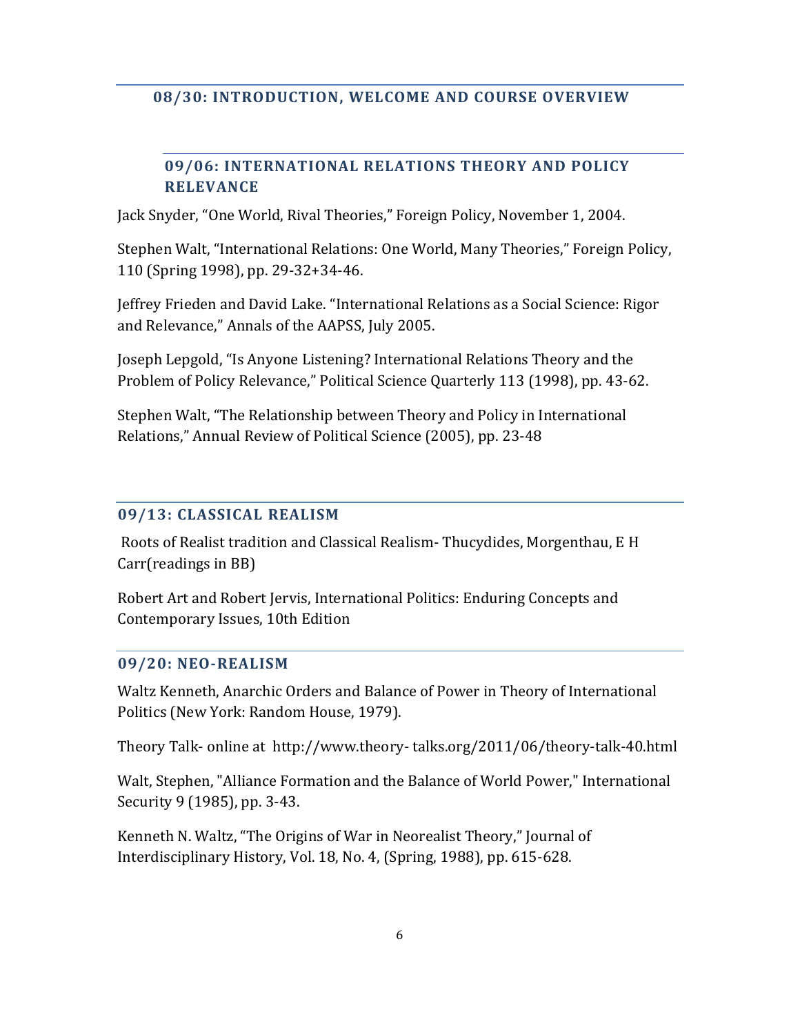## 08/30: INTRODUCTION, WELCOME AND COURSE OVERVIEW

## 09/06: INTERNATIONAL RELATIONS THEORY AND POLICY RELEVANCE

Jack Snyder, "One World, Rival Theories," Foreign Policy, November 1, 2004.

Stephen Walt, "International Relations: One World, Many Theories," Foreign Policy, 110 (Spring 1998), pp. 29-32+34-46.

Jeffrey Frieden and David Lake. "International Relations as a Social Science: Rigor and Relevance," Annals of the AAPSS, July 2005.

Joseph Lepgold, "Is Anyone Listening? International Relations Theory and the Problem of Policy Relevance," Political Science Quarterly 113 (1998), pp. 43-62.

Stephen Walt, "The Relationship between Theory and Policy in International Relations," Annual Review of Political Science (2005), pp. 23-48

## 09/13: CLASSICAL REALISM

Roots of Realist tradition and Classical Realism- Thucydides, Morgenthau, E H Carr(readings in BB)

Robert Art and Robert Jervis, International Politics: Enduring Concepts and Contemporary Issues, 10th Edition

## 09/20: NEO-REALISM

Waltz Kenneth, Anarchic Orders and Balance of Power in Theory of International Politics (New York: Random House, 1979).

Theory Talk- online at http://www.theory- talks.org/2011/06/theory-talk-40.html

Walt, Stephen, "Alliance Formation and the Balance of World Power," International Security 9 (1985), pp. 3-43.

Kenneth N. Waltz, "The Origins of War in Neorealist Theory," Journal of Interdisciplinary History, Vol. 18, No. 4, (Spring, 1988), pp. 615-628.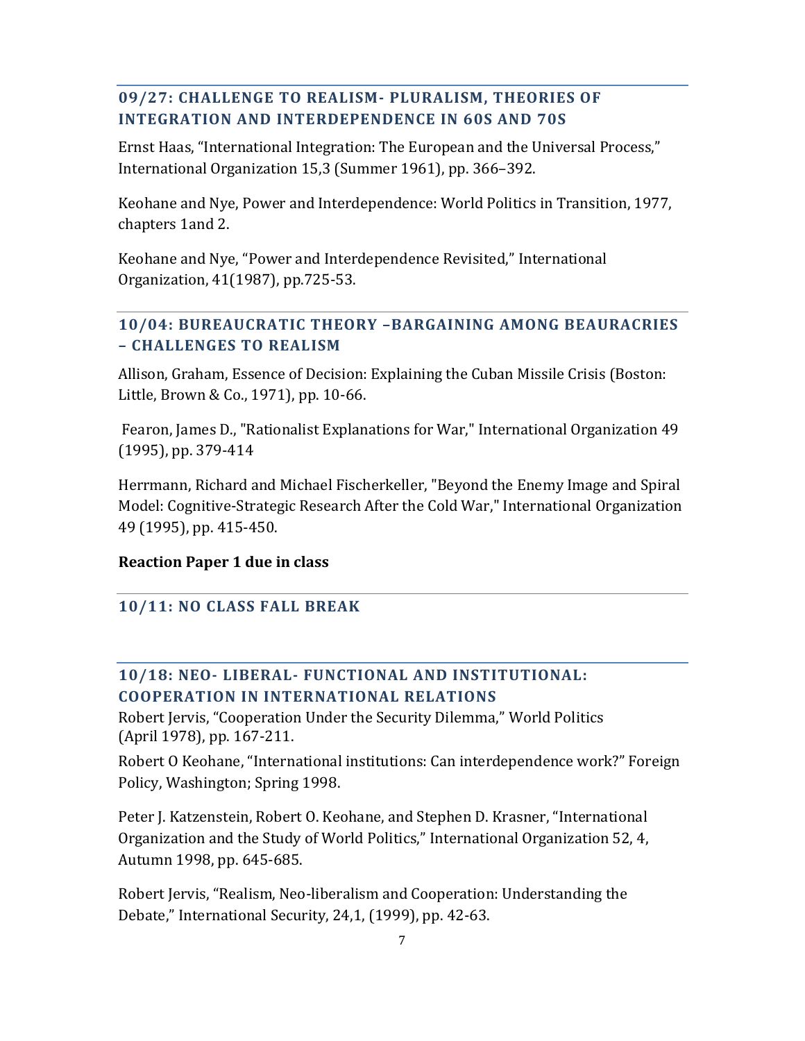## 09/27: CHALLENGE TO REALISM- PLURALISM, THEORIES OF INTEGRATION AND INTERDEPENDENCE IN 60S AND 70S

Ernst Haas, "International Integration: The European and the Universal Process," International Organization 15,3 (Summer 1961), pp. 366–392.

Keohane and Nye, Power and Interdependence: World Politics in Transition, 1977, chapters 1and 2.

Keohane and Nye, "Power and Interdependence Revisited," International Organization, 41(1987), pp.725-53.

## 10/04: BUREAUCRATIC THEORY –BARGAINING AMONG BEAURACRIES – CHALLENGES TO REALISM

Allison, Graham, Essence of Decision: Explaining the Cuban Missile Crisis (Boston: Little, Brown & Co., 1971), pp. 10-66.

Fearon, James D., "Rationalist Explanations for War," International Organization 49 (1995), pp. 379-414

Herrmann, Richard and Michael Fischerkeller, "Beyond the Enemy Image and Spiral Model: Cognitive-Strategic Research After the Cold War," International Organization 49 (1995), pp. 415-450.

**Reaction Paper 1 due in class**

## 10/11: NO CLASS FALL BREAK

## 10/18: NEO- LIBERAL- FUNCTIONAL AND INSTITUTIONAL: COOPERATION IN INTERNATIONAL RELATIONS

Robert Jervis, "Cooperation Under the Security Dilemma," World Politics (April 1978), pp. 167-211.

Robert O Keohane, "International institutions: Can interdependence work?" Foreign Policy, Washington; Spring 1998.

Peter J. Katzenstein, Robert O. Keohane, and Stephen D. Krasner, "International Organization and the Study of World Politics," International Organization 52, 4, Autumn 1998, pp. 645-685.

Robert Jervis, "Realism, Neo-liberalism and Cooperation: Understanding the Debate," International Security, 24,1, (1999), pp. 42-63.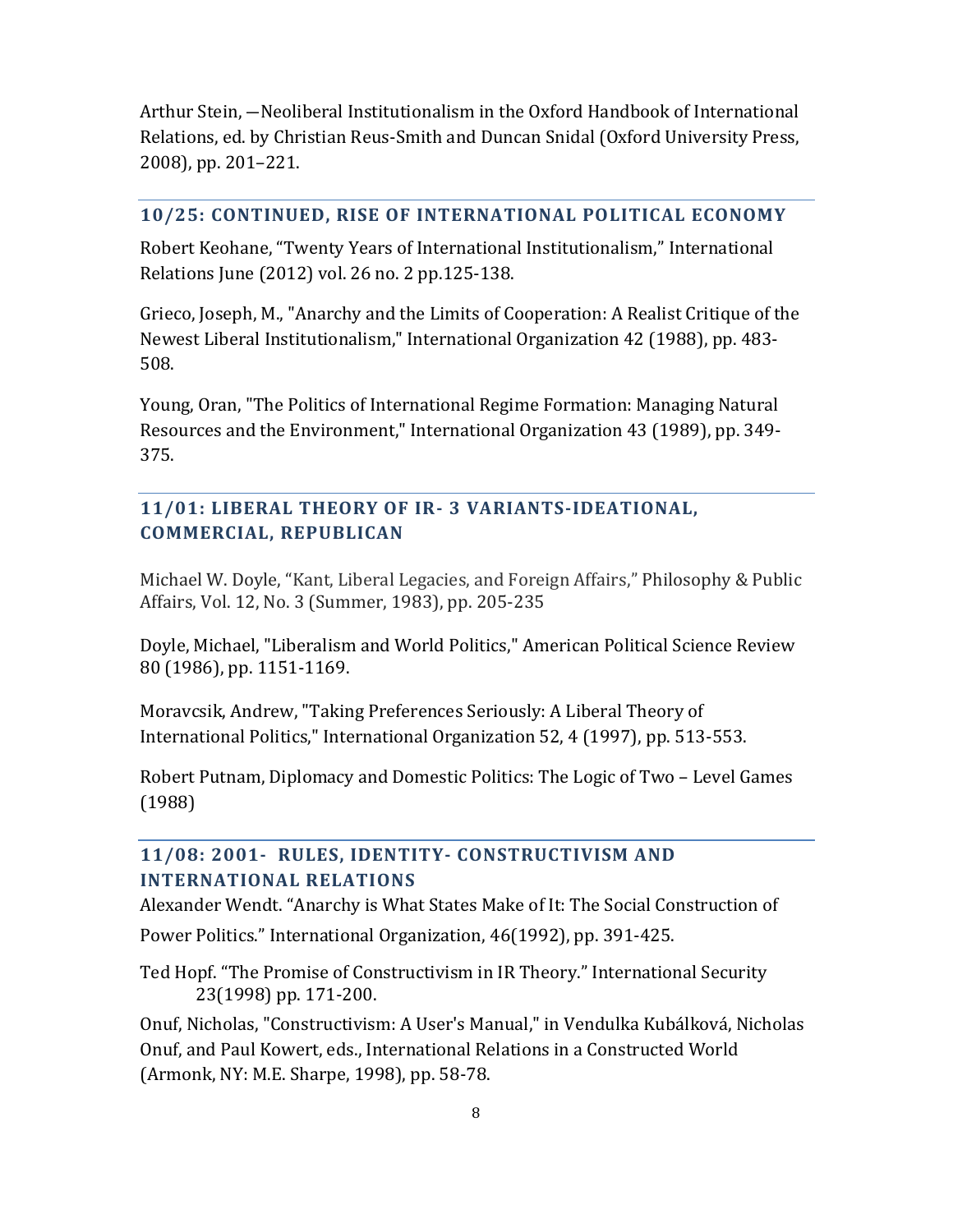Arthur Stein, —Neoliberal Institutionalism in the Oxford Handbook of International Relations, ed. by Christian Reus-Smith and Duncan Snidal (Oxford University Press, 2008), pp. 201–221.

### 10/25: CONTINUED, RISE OF INTERNATIONAL POLITICAL ECONOMY

Robert Keohane, "Twenty Years of International Institutionalism," International Relations June (2012) vol. 26 no. 2 pp.125-138.

Grieco, Joseph, M., "Anarchy and the Limits of Cooperation: A Realist Critique of the Newest Liberal Institutionalism," International Organization 42 (1988), pp. 483-508.

Young, Oran, "The Politics of International Regime Formation: Managing Natural Resources and the Environment," International Organization 43 (1989), pp. 349-375.

### 11/01: LIBERAL THEORY OF IR- 3 VARIANTS-IDEATIONAL, COMMERCIAL, REPUBLICAN

Michael W. Doyle, "Kant, Liberal Legacies, and Foreign Affairs," Philosophy & Public Affairs, Vol. 12, No. 3 (Summer, 1983), pp. 205-235

Doyle, Michael, "Liberalism and World Politics," American Political Science Review 80 (1986), pp. 1151-1169.

Moravcsik, Andrew, "Taking Preferences Seriously: A Liberal Theory of International Politics," International Organization 52, 4 (1997), pp. 513-553.

Robert Putnam, Diplomacy and Domestic Politics: The Logic of Two – Level Games (1988)

### 11/08: 2001- RULES, IDENTITY- CONSTRUCTIVISM AND INTERNATIONAL RELATIONS

Alexander Wendt. "Anarchy is What States Make of It: The Social Construction of Power Politics." International Organization, 46(1992), pp. 391-425.

Ted Hopf. "The Promise of Constructivism in IR Theory." International Security 23(1998) pp. 171-200.

Onuf, Nicholas, "Constructivism: A User's Manual," in Vendulka Kubálková, Nicholas Onuf, and Paul Kowert, eds., International Relations in a Constructed World (Armonk, NY: M.E. Sharpe, 1998), pp. 58-78.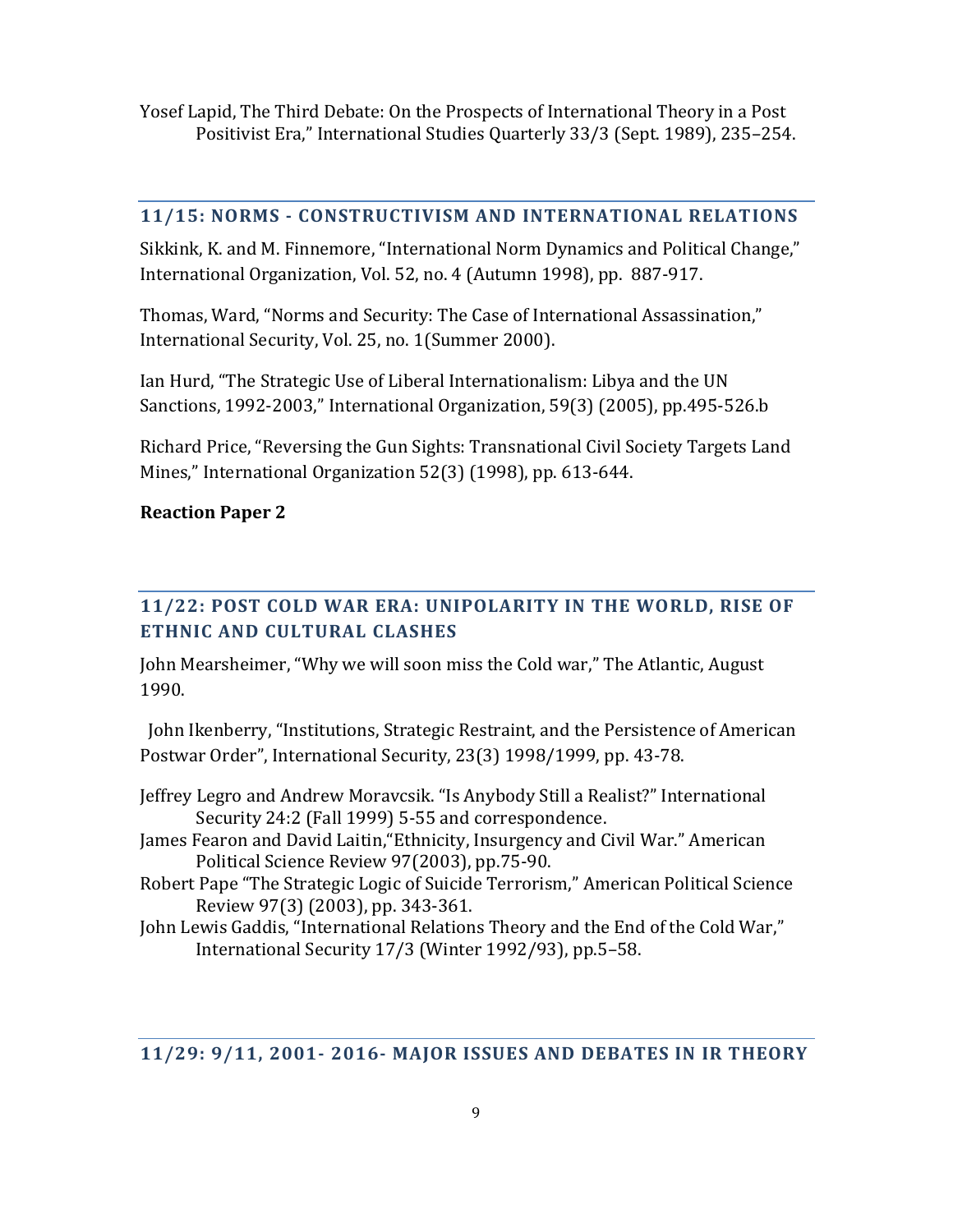Yosef Lapid, The Third Debate: On the Prospects of International Theory in a Post Positivist Era," International Studies Quarterly 33/3 (Sept. 1989), 235–254.

## 11/15: NORMS - CONSTRUCTIVISM AND INTERNATIONAL RELATIONS

Sikkink, K. and M. Finnemore, "International Norm Dynamics and Political Change," International Organization, Vol. 52, no. 4 (Autumn 1998), pp. 887-917.

Thomas, Ward, "Norms and Security: The Case of International Assassination," International Security, Vol. 25, no. 1(Summer 2000).

Ian Hurd, "The Strategic Use of Liberal Internationalism: Libya and the UN Sanctions, 1992-2003," International Organization, 59(3) (2005), pp.495-526.b

Richard Price, "Reversing the Gun Sights: Transnational Civil Society Targets Land Mines," International Organization 52(3) (1998), pp. 613-644.

**Reaction Paper 2**

## 11/22: POST COLD WAR ERA: UNIPOLARITY IN THE WORLD, RISE OF ETHNIC AND CULTURAL CLASHES

John Mearsheimer, "Why we will soon miss the Cold war," The Atlantic, August 1990.

John Ikenberry, "Institutions, Strategic Restraint, and the Persistence of American Postwar Order", International Security, 23(3) 1998/1999, pp. 43-78.

Jeffrey Legro and Andrew Moravcsik. "Is Anybody Still a Realist?" International Security 24:2 (Fall 1999) 5-55 and correspondence.

James Fearon and David Laitin,"Ethnicity, Insurgency and Civil War." American Political Science Review 97(2003), pp.75-90.

Robert Pape "The Strategic Logic of Suicide Terrorism," American Political Science Review 97(3) (2003), pp. 343-361.

John Lewis Gaddis, "International Relations Theory and the End of the Cold War," International Security 17/3 (Winter 1992/93), pp.5–58.

## 11/29: 9/11, 2001- 2016- MAJOR ISSUES AND DEBATES IN IR THEORY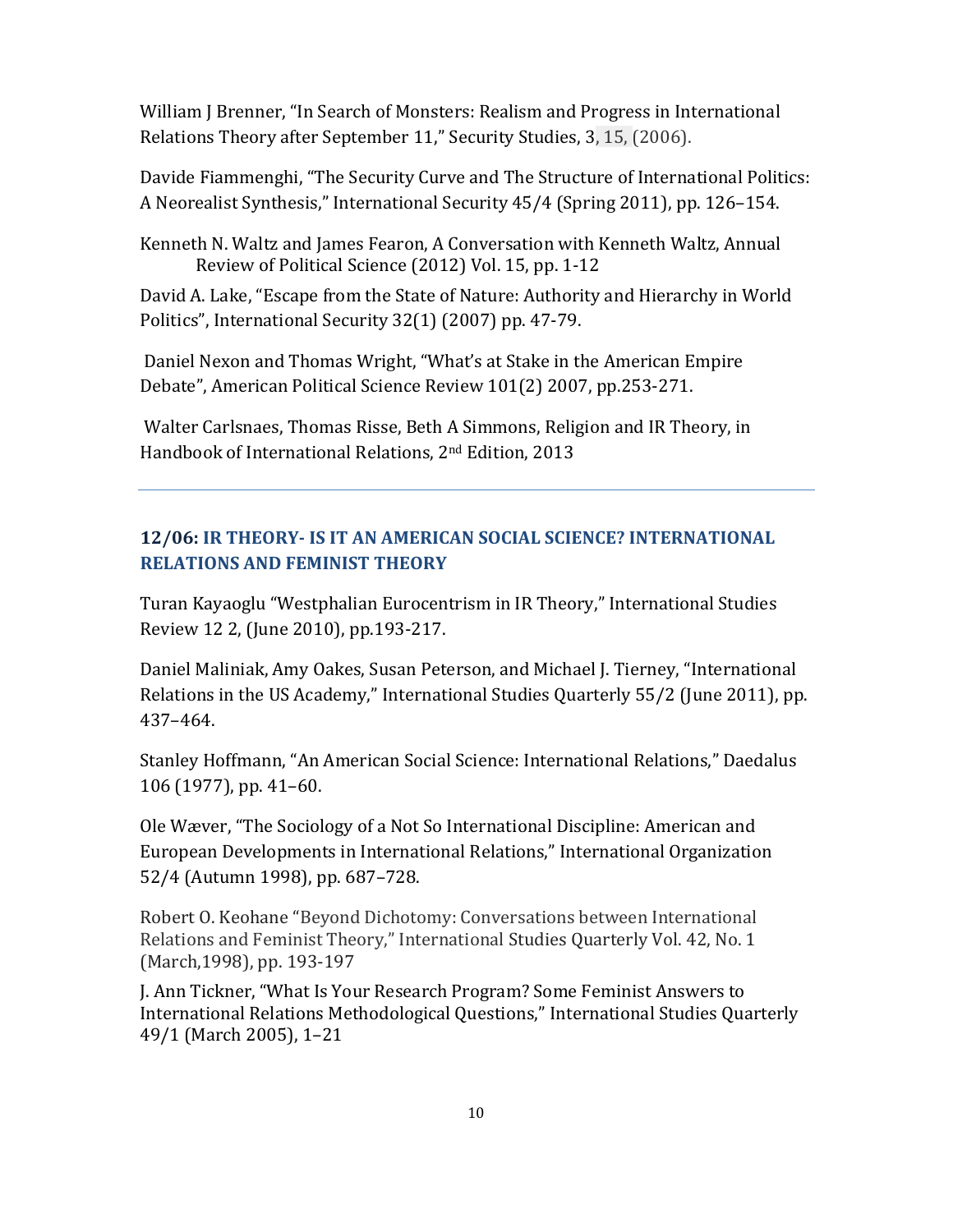William J Brenner, “In Search of Monsters: Realism and Progress in International Relations Theory after September 11,” Security Studies, 3, 15, (2006).

Davide Fiammenghi, “The Security Curve and The Structure of International Politics: A Neorealist Synthesis,” International Security 45/4 (Spring 2011), pp. 126–154.

Kenneth N. Waltz and James Fearon, A Conversation with Kenneth Waltz, Annual Review of Political Science (2012) Vol. 15, pp. 1-12

David A. Lake, “Escape from the State of Nature: Authority and Hierarchy in World Politics”, International Security 32(1) (2007) pp. 47-79.

Daniel Nexon and Thomas Wright, “What’s at Stake in the American Empire Debate”, American Political Science Review 101(2) 2007, pp.253-271.

Walter Carlsnaes, Thomas Risse, Beth A Simmons, Religion and IR Theory, in Handbook of International Relations, 2nd Edition, 2013

---

### 12/06: IR THEORY- IS IT AN AMERICAN SOCIAL SCIENCE? INTERNATIONAL RELATIONS AND FEMINIST THEORY

Turan Kayaoglu “Westphalian Eurocentrism in IR Theory,” International Studies Review 12 2, (June 2010), pp.193-217.

Daniel Maliniak, Amy Oakes, Susan Peterson, and Michael J. Tierney, “International Relations in the US Academy,” International Studies Quarterly 55/2 (June 2011), pp. 437–464.

Stanley Hoffmann, “An American Social Science: International Relations,” Daedalus 106 (1977), pp. 41–60.

Ole Wæver, “The Sociology of a Not So International Discipline: American and European Developments in International Relations,” International Organization 52/4 (Autumn 1998), pp. 687–728.

Robert O. Keohane “Beyond Dichotomy: Conversations between International Relations and Feminist Theory,” International Studies Quarterly Vol. 42, No. 1 (March,1998), pp. 193-197

J. Ann Tickner, “What Is Your Research Program? Some Feminist Answers to International Relations Methodological Questions,” International Studies Quarterly 49/1 (March 2005), 1–21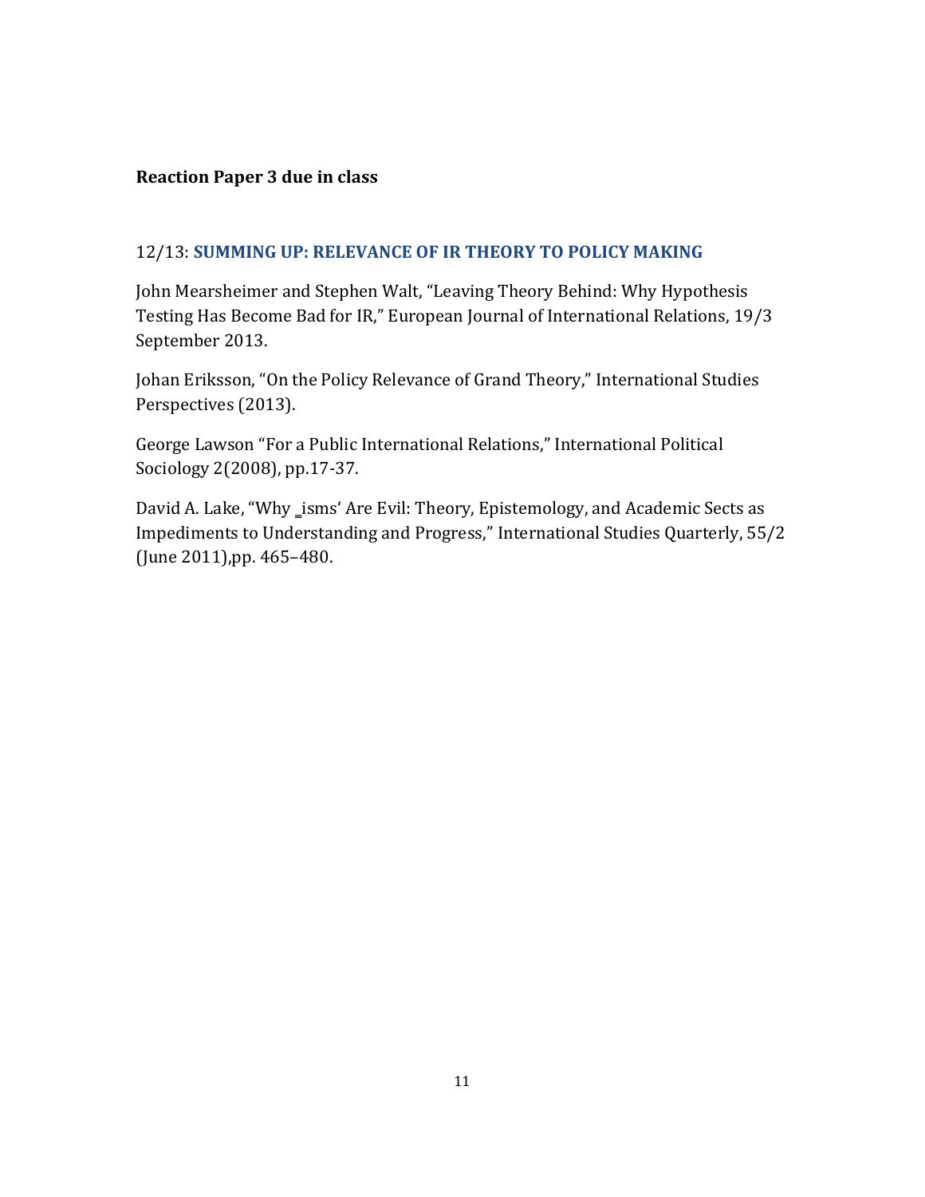**Reaction Paper 3 due in class**

12/13: **SUMMING UP: RELEVANCE OF IR THEORY TO POLICY MAKING**

John Mearsheimer and Stephen Walt, "Leaving Theory Behind: Why Hypothesis Testing Has Become Bad for IR," European Journal of International Relations, 19/3 September 2013.

Johan Eriksson, "On the Policy Relevance of Grand Theory," International Studies Perspectives (2013).

George Lawson "For a Public International Relations," International Political Sociology 2(2008), pp.17-37.

David A. Lake, "Why ‗isms' Are Evil: Theory, Epistemology, and Academic Sects as Impediments to Understanding and Progress," International Studies Quarterly, 55/2 (June 2011),pp. 465–480.